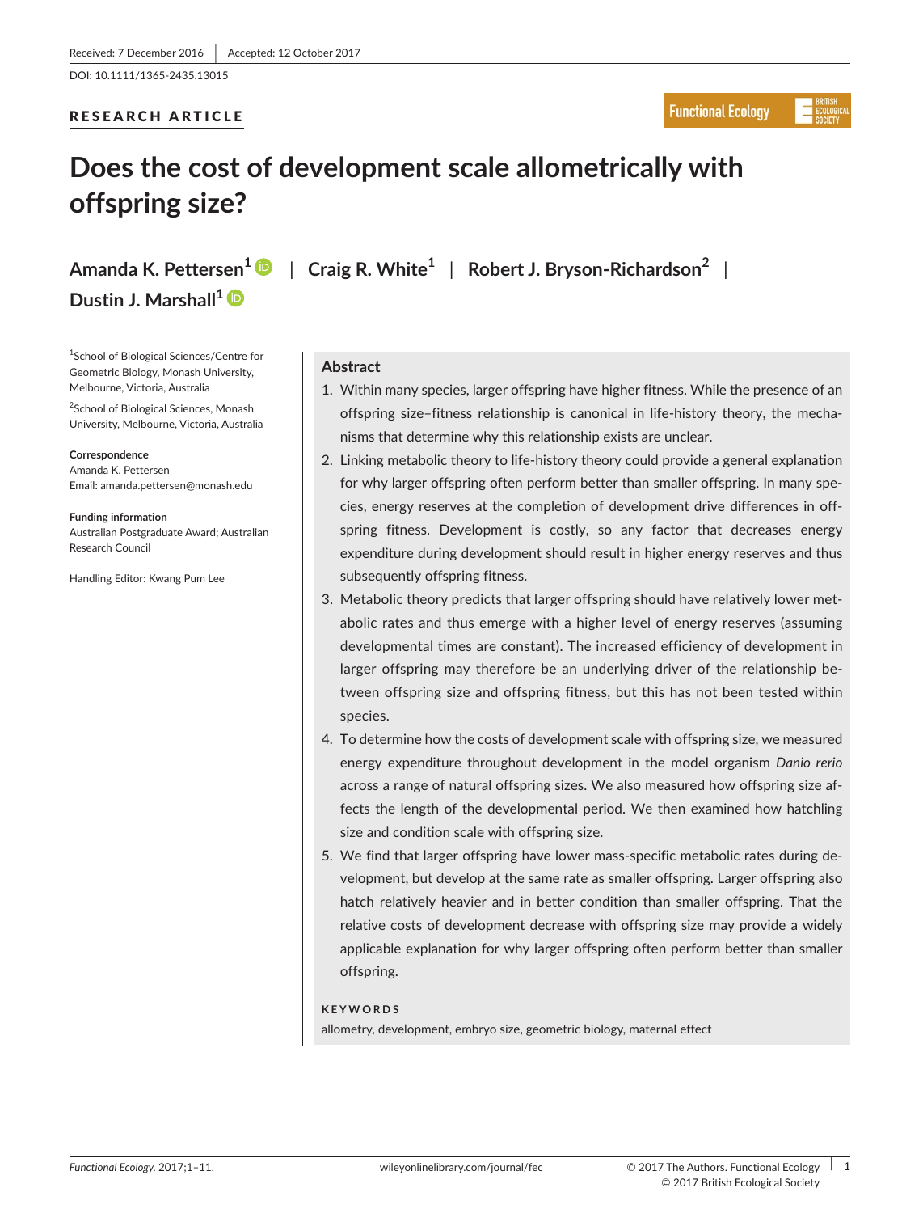Received: 7 December 2016 | Accepted: 12 October 2017

DOI: 10.1111/1365-2435.13015

RESEARCH ARTICLE

# Does the cost of development scale allometrically with offspring size?

**Amanda K. Pettersen**[1] | **Craig R. White**[1] | **Robert J. Bryson-Richardson**[2] | **Dustin J. Marshall**[1]

[1]School of Biological Sciences/Centre for Geometric Biology, Monash University, Melbourne, Victoria, Australia

[2]School of Biological Sciences, Monash University, Melbourne, Victoria, Australia

**Correspondence**
Amanda K. Pettersen
Email: amanda.pettersen@monash.edu

**Funding information**
Australian Postgraduate Award; Australian Research Council

Handling Editor: Kwang Pum Lee

## Abstract

1. Within many species, larger offspring have higher fitness. While the presence of an offspring size–fitness relationship is canonical in life-history theory, the mechanisms that determine why this relationship exists are unclear.
2. Linking metabolic theory to life-history theory could provide a general explanation for why larger offspring often perform better than smaller offspring. In many species, energy reserves at the completion of development drive differences in offspring fitness. Development is costly, so any factor that decreases energy expenditure during development should result in higher energy reserves and thus subsequently offspring fitness.
3. Metabolic theory predicts that larger offspring should have relatively lower metabolic rates and thus emerge with a higher level of energy reserves (assuming developmental times are constant). The increased efficiency of development in larger offspring may therefore be an underlying driver of the relationship between offspring size and offspring fitness, but this has not been tested within species.
4. To determine how the costs of development scale with offspring size, we measured energy expenditure throughout development in the model organism *Danio rerio* across a range of natural offspring sizes. We also measured how offspring size affects the length of the developmental period. We then examined how hatchling size and condition scale with offspring size.
5. We find that larger offspring have lower mass-specific metabolic rates during development, but develop at the same rate as smaller offspring. Larger offspring also hatch relatively heavier and in better condition than smaller offspring. That the relative costs of development decrease with offspring size may provide a widely applicable explanation for why larger offspring often perform better than smaller offspring.

**KEYWORDS**

allometry, development, embryo size, geometric biology, maternal effect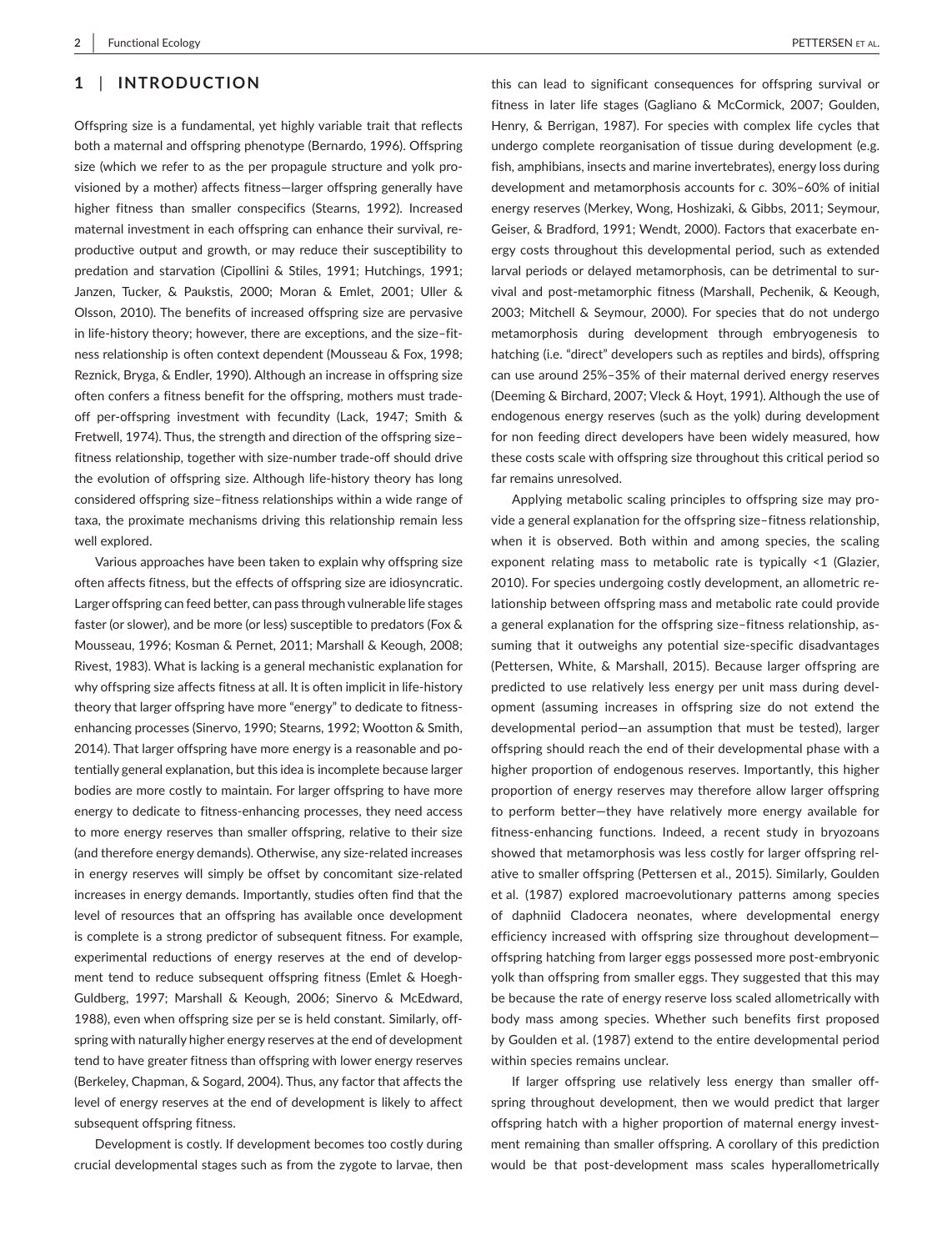## 1 | INTRODUCTION

Offspring size is a fundamental, yet highly variable trait that reflects both a maternal and offspring phenotype (Bernardo, 1996). Offspring size (which we refer to as the per propagule structure and yolk provisioned by a mother) affects fitness—larger offspring generally have higher fitness than smaller conspecifics (Stearns, 1992). Increased maternal investment in each offspring can enhance their survival, reproductive output and growth, or may reduce their susceptibility to predation and starvation (Cipollini & Stiles, 1991; Hutchings, 1991; Janzen, Tucker, & Paukstis, 2000; Moran & Emlet, 2001; Uller & Olsson, 2010). The benefits of increased offspring size are pervasive in life-history theory; however, there are exceptions, and the size–fitness relationship is often context dependent (Mousseau & Fox, 1998; Reznick, Bryga, & Endler, 1990). Although an increase in offspring size often confers a fitness benefit for the offspring, mothers must trade-off per-offspring investment with fecundity (Lack, 1947; Smith & Fretwell, 1974). Thus, the strength and direction of the offspring size–fitness relationship, together with size-number trade-off should drive the evolution of offspring size. Although life-history theory has long considered offspring size–fitness relationships within a wide range of taxa, the proximate mechanisms driving this relationship remain less well explored.

Various approaches have been taken to explain why offspring size often affects fitness, but the effects of offspring size are idiosyncratic. Larger offspring can feed better, can pass through vulnerable life stages faster (or slower), and be more (or less) susceptible to predators (Fox & Mousseau, 1996; Kosman & Pernet, 2011; Marshall & Keough, 2008; Rivest, 1983). What is lacking is a general mechanistic explanation for why offspring size affects fitness at all. It is often implicit in life-history theory that larger offspring have more "energy" to dedicate to fitness-enhancing processes (Sinervo, 1990; Stearns, 1992; Wootton & Smith, 2014). That larger offspring have more energy is a reasonable and potentially general explanation, but this idea is incomplete because larger bodies are more costly to maintain. For larger offspring to have more energy to dedicate to fitness-enhancing processes, they need access to more energy reserves than smaller offspring, relative to their size (and therefore energy demands). Otherwise, any size-related increases in energy reserves will simply be offset by concomitant size-related increases in energy demands. Importantly, studies often find that the level of resources that an offspring has available once development is complete is a strong predictor of subsequent fitness. For example, experimental reductions of energy reserves at the end of development tend to reduce subsequent offspring fitness (Emlet & Hoegh-Guldberg, 1997; Marshall & Keough, 2006; Sinervo & McEdward, 1988), even when offspring size per se is held constant. Similarly, offspring with naturally higher energy reserves at the end of development tend to have greater fitness than offspring with lower energy reserves (Berkeley, Chapman, & Sogard, 2004). Thus, any factor that affects the level of energy reserves at the end of development is likely to affect subsequent offspring fitness.

Development is costly. If development becomes too costly during crucial developmental stages such as from the zygote to larvae, then this can lead to significant consequences for offspring survival or fitness in later life stages (Gagliano & McCormick, 2007; Goulden, Henry, & Berrigan, 1987). For species with complex life cycles that undergo complete reorganisation of tissue during development (e.g. fish, amphibians, insects and marine invertebrates), energy loss during development and metamorphosis accounts for *c.* 30%–60% of initial energy reserves (Merkey, Wong, Hoshizaki, & Gibbs, 2011; Seymour, Geiser, & Bradford, 1991; Wendt, 2000). Factors that exacerbate energy costs throughout this developmental period, such as extended larval periods or delayed metamorphosis, can be detrimental to survival and post-metamorphic fitness (Marshall, Pechenik, & Keough, 2003; Mitchell & Seymour, 2000). For species that do not undergo metamorphosis during development through embryogenesis to hatching (i.e. "direct" developers such as reptiles and birds), offspring can use around 25%–35% of their maternal derived energy reserves (Deeming & Birchard, 2007; Vleck & Hoyt, 1991). Although the use of endogenous energy reserves (such as the yolk) during development for non feeding direct developers have been widely measured, how these costs scale with offspring size throughout this critical period so far remains unresolved.

Applying metabolic scaling principles to offspring size may provide a general explanation for the offspring size–fitness relationship, when it is observed. Both within and among species, the scaling exponent relating mass to metabolic rate is typically <1 (Glazier, 2010). For species undergoing costly development, an allometric relationship between offspring mass and metabolic rate could provide a general explanation for the offspring size–fitness relationship, assuming that it outweighs any potential size-specific disadvantages (Pettersen, White, & Marshall, 2015). Because larger offspring are predicted to use relatively less energy per unit mass during development (assuming increases in offspring size do not extend the developmental period—an assumption that must be tested), larger offspring should reach the end of their developmental phase with a higher proportion of endogenous reserves. Importantly, this higher proportion of energy reserves may therefore allow larger offspring to perform better—they have relatively more energy available for fitness-enhancing functions. Indeed, a recent study in bryozoans showed that metamorphosis was less costly for larger offspring relative to smaller offspring (Pettersen et al., 2015). Similarly, Goulden et al. (1987) explored macroevolutionary patterns among species of daphniid Cladocera neonates, where developmental energy efficiency increased with offspring size throughout development—offspring hatching from larger eggs possessed more post-embryonic yolk than offspring from smaller eggs. They suggested that this may be because the rate of energy reserve loss scaled allometrically with body mass among species. Whether such benefits first proposed by Goulden et al. (1987) extend to the entire developmental period within species remains unclear.

If larger offspring use relatively less energy than smaller offspring throughout development, then we would predict that larger offspring hatch with a higher proportion of maternal energy investment remaining than smaller offspring. A corollary of this prediction would be that post-development mass scales hyperallometrically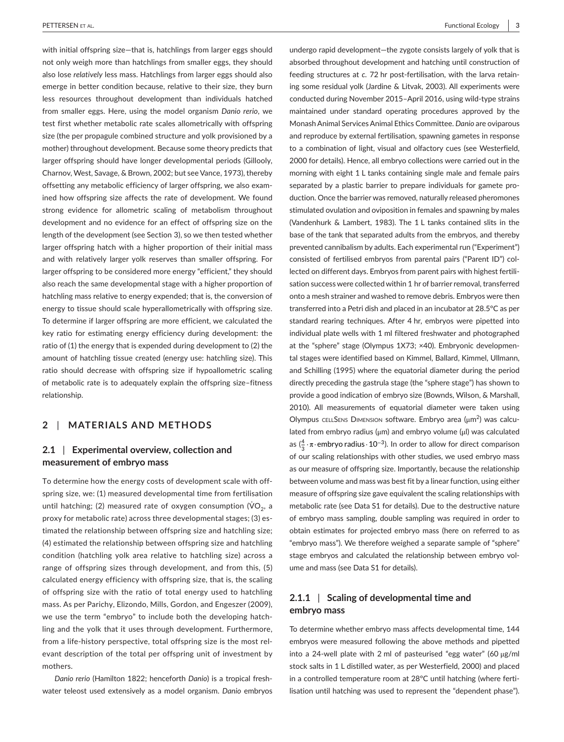with initial offspring size—that is, hatchlings from larger eggs should not only weigh more than hatchlings from smaller eggs, they should also lose *relatively* less mass. Hatchlings from larger eggs should also emerge in better condition because, relative to their size, they burn less resources throughout development than individuals hatched from smaller eggs. Here, using the model organism *Danio rerio*, we test first whether metabolic rate scales allometrically with offspring size (the per propagule combined structure and yolk provisioned by a mother) throughout development. Because some theory predicts that larger offspring should have longer developmental periods (Gillooly, Charnov, West, Savage, & Brown, 2002; but see Vance, 1973), thereby offsetting any metabolic efficiency of larger offspring, we also examined how offspring size affects the rate of development. We found strong evidence for allometric scaling of metabolism throughout development and no evidence for an effect of offspring size on the length of the development (see Section 3), so we then tested whether larger offspring hatch with a higher proportion of their initial mass and with relatively larger yolk reserves than smaller offspring. For larger offspring to be considered more energy "efficient," they should also reach the same developmental stage with a higher proportion of hatchling mass relative to energy expended; that is, the conversion of energy to tissue should scale hyperallometrically with offspring size. To determine if larger offspring are more efficient, we calculated the key ratio for estimating energy efficiency during development: the ratio of (1) the energy that is expended during development to (2) the amount of hatchling tissue created (energy use: hatchling size). This ratio should decrease with offspring size if hypoallometric scaling of metabolic rate is to adequately explain the offspring size–fitness relationship.

## 2 | MATERIALS AND METHODS

### 2.1 | Experimental overview, collection and measurement of embryo mass

To determine how the energy costs of development scale with offspring size, we: (1) measured developmental time from fertilisation until hatching; (2) measured rate of oxygen consumption ($\dot{V}O_2$, a proxy for metabolic rate) across three developmental stages; (3) estimated the relationship between offspring size and hatchling size; (4) estimated the relationship between offspring size and hatchling condition (hatchling yolk area relative to hatchling size) across a range of offspring sizes through development, and from this, (5) calculated energy efficiency with offspring size, that is, the scaling of offspring size with the ratio of total energy used to hatchling mass. As per Parichy, Elizondo, Mills, Gordon, and Engeszer (2009), we use the term "embryo" to include both the developing hatchling and the yolk that it uses through development. Furthermore, from a life-history perspective, total offspring size is the most relevant description of the total per offspring unit of investment by mothers.

*Danio rerio* (Hamilton 1822; henceforth *Danio*) is a tropical freshwater teleost used extensively as a model organism. *Danio* embryos undergo rapid development—the zygote consists largely of yolk that is absorbed throughout development and hatching until construction of feeding structures at *c*. 72 hr post-fertilisation, with the larva retaining some residual yolk (Jardine & Litvak, 2003). All experiments were conducted during November 2015–April 2016, using wild-type strains maintained under standard operating procedures approved by the Monash Animal Services Animal Ethics Committee. *Danio* are oviparous and reproduce by external fertilisation, spawning gametes in response to a combination of light, visual and olfactory cues (see Westerfield, 2000 for details). Hence, all embryo collections were carried out in the morning with eight 1 L tanks containing single male and female pairs separated by a plastic barrier to prepare individuals for gamete production. Once the barrier was removed, naturally released pheromones stimulated ovulation and oviposition in females and spawning by males (Vandenhurk & Lambert, 1983). The 1 L tanks contained slits in the base of the tank that separated adults from the embryos, and thereby prevented cannibalism by adults. Each experimental run ("Experiment") consisted of fertilised embryos from parental pairs ("Parent ID") collected on different days. Embryos from parent pairs with highest fertilisation success were collected within 1 hr of barrier removal, transferred onto a mesh strainer and washed to remove debris. Embryos were then transferred into a Petri dish and placed in an incubator at 28.5°C as per standard rearing techniques. After 4 hr, embryos were pipetted into individual plate wells with 1 ml filtered freshwater and photographed at the "sphere" stage (Olympus 1X73; ×40). Embryonic developmental stages were identified based on Kimmel, Ballard, Kimmel, Ullmann, and Schilling (1995) where the equatorial diameter during the period directly preceding the gastrula stage (the "sphere stage") has shown to provide a good indication of embryo size (Bownds, Wilson, & Marshall, 2010). All measurements of equatorial diameter were taken using Olympus cellSens Dimension software. Embryo area ($\mu m^2$) was calculated from embryo radius (μm) and embryo volume (μl) was calculated as ($\frac{4}{3} \cdot \pi \cdot \text{embryo radius} \cdot 10^{-3}$). In order to allow for direct comparison of our scaling relationships with other studies, we used embryo mass as our measure of offspring size. Importantly, because the relationship between volume and mass was best fit by a linear function, using either measure of offspring size gave equivalent the scaling relationships with metabolic rate (see Data S1 for details). Due to the destructive nature of embryo mass sampling, double sampling was required in order to obtain estimates for projected embryo mass (here on referred to as "embryo mass"). We therefore weighed a separate sample of "sphere" stage embryos and calculated the relationship between embryo volume and mass (see Data S1 for details).

#### 2.1.1 | Scaling of developmental time and embryo mass

To determine whether embryo mass affects developmental time, 144 embryos were measured following the above methods and pipetted into a 24-well plate with 2 ml of pasteurised "egg water" (60 μg/ml stock salts in 1 L distilled water, as per Westerfield, 2000) and placed in a controlled temperature room at 28°C until hatching (where fertilisation until hatching was used to represent the "dependent phase").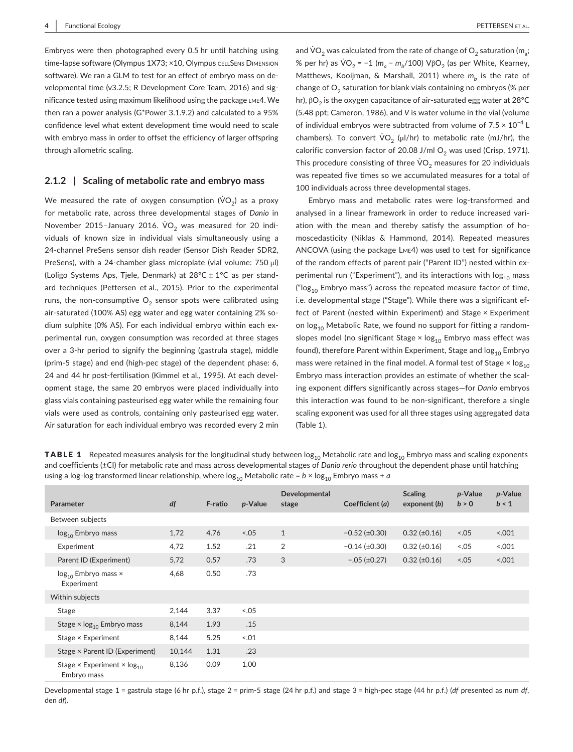Embryos were then photographed every 0.5 hr until hatching using time-lapse software (Olympus 1X73; ×10, Olympus cellSens Dimension software). We ran a GLM to test for an effect of embryo mass on developmental time (v3.2.5; R Development Core Team, 2016) and significance tested using maximum likelihood using the package lme4. We then ran a power analysis (G*Power 3.1.9.2) and calculated to a 95% confidence level what extent development time would need to scale with embryo mass in order to offset the efficiency of larger offspring through allometric scaling.

### 2.1.2 | Scaling of metabolic rate and embryo mass

We measured the rate of oxygen consumption ($\dot{V}O_2$) as a proxy for metabolic rate, across three developmental stages of *Danio* in November 2015–January 2016. $\dot{V}O_2$ was measured for 20 individuals of known size in individual vials simultaneously using a 24-channel PreSens sensor dish reader (Sensor Dish Reader SDR2, PreSens), with a 24-chamber glass microplate (vial volume: 750 μl) (Loligo Systems Aps, Tjele, Denmark) at 28°C ± 1°C as per standard techniques (Pettersen et al., 2015). Prior to the experimental runs, the non-consumptive $O_2$ sensor spots were calibrated using air-saturated (100% AS) egg water and egg water containing 2% sodium sulphite (0% AS). For each individual embryo within each experimental run, oxygen consumption was recorded at three stages over a 3-hr period to signify the beginning (gastrula stage), middle (prim-5 stage) and end (high-pec stage) of the dependent phase: 6, 24 and 44 hr post-fertilisation (Kimmel et al., 1995). At each development stage, the same 20 embryos were placed individually into glass vials containing pasteurised egg water while the remaining four vials were used as controls, containing only pasteurised egg water. Air saturation for each individual embryo was recorded every 2 min and $\dot{V}O_2$ was calculated from the rate of change of $O_2$ saturation ($m_a$; % per hr) as $\dot{V}O_2 = -1\ (m_a - m_b/100)\ V\beta O_2$ (as per White, Kearney, Matthews, Kooijman, & Marshall, 2011) where $m_b$ is the rate of change of $O_2$ saturation for blank vials containing no embryos (% per hr), $\beta O_2$ is the oxygen capacitance of air-saturated egg water at 28°C (5.48 ppt; Cameron, 1986), and $V$ is water volume in the vial (volume of individual embryos were subtracted from volume of $7.5 \times 10^{-4}$ L chambers). To convert $\dot{V}O_2$ (μl/hr) to metabolic rate (mJ/hr), the calorific conversion factor of 20.08 J/ml $O_2$ was used (Crisp, 1971). This procedure consisting of three $\dot{V}O_2$ measures for 20 individuals was repeated five times so we accumulated measures for a total of 100 individuals across three developmental stages.

Embryo mass and metabolic rates were log-transformed and analysed in a linear framework in order to reduce increased variation with the mean and thereby satisfy the assumption of homoscedasticity (Niklas & Hammond, 2014). Repeated measures ANCOVA (using the package lme4) was used to test for significance of the random effects of parent pair ("Parent ID") nested within experimental run ("Experiment"), and its interactions with $\log_{10}$ mass ("$\log_{10}$ Embryo mass") across the repeated measure factor of time, i.e. developmental stage ("Stage"). While there was a significant effect of Parent (nested within Experiment) and Stage × Experiment on $\log_{10}$ Metabolic Rate, we found no support for fitting a random-slopes model (no significant Stage × $\log_{10}$ Embryo mass effect was found), therefore Parent within Experiment, Stage and $\log_{10}$ Embryo mass were retained in the final model. A formal test of Stage × $\log_{10}$ Embryo mass interaction provides an estimate of whether the scaling exponent differs significantly across stages—for *Danio* embryos this interaction was found to be non-significant, therefore a single scaling exponent was used for all three stages using aggregated data (Table 1).

**TABLE 1** Repeated measures analysis for the longitudinal study between $\log_{10}$ Metabolic rate and $\log_{10}$ Embryo mass and scaling exponents and coefficients (±CI) for metabolic rate and mass across developmental stages of *Danio rerio* throughout the dependent phase until hatching using a log-log transformed linear relationship, where $\log_{10}$ Metabolic rate = $b \times \log_{10}$ Embryo mass + $a$

| Parameter | df | F-ratio | p-Value | Developmental stage | Coefficient (a) | Scaling exponent (b) | p-Value b > 0 | p-Value b < 1 |
|---|---|---|---|---|---|---|---|---|
| Between subjects | | | | | | | | |
| $\log_{10}$ Embryo mass | 1,72 | 4.76 | <.05 | 1 | −0.52 (±0.30) | 0.32 (±0.16) | <.05 | <.001 |
| Experiment | 4,72 | 1.52 | .21 | 2 | −0.14 (±0.30) | 0.32 (±0.16) | <.05 | <.001 |
| Parent ID (Experiment) | 5,72 | 0.57 | .73 | 3 | −.05 (±0.27) | 0.32 (±0.16) | <.05 | <.001 |
| $\log_{10}$ Embryo mass × Experiment | 4,68 | 0.50 | .73 | | | | | |
| Within subjects | | | | | | | | |
| Stage | 2,144 | 3.37 | <.05 | | | | | |
| Stage × $\log_{10}$ Embryo mass | 8,144 | 1.93 | .15 | | | | | |
| Stage × Experiment | 8,144 | 5.25 | <.01 | | | | | |
| Stage × Parent ID (Experiment) | 10,144 | 1.31 | .23 | | | | | |
| Stage × Experiment × $\log_{10}$ Embryo mass | 8,136 | 0.09 | 1.00 | | | | | |

Developmental stage 1 = gastrula stage (6 hr p.f.), stage 2 = prim-5 stage (24 hr p.f.) and stage 3 = high-pec stage (44 hr p.f.) (*df* presented as num *df*, den *df*).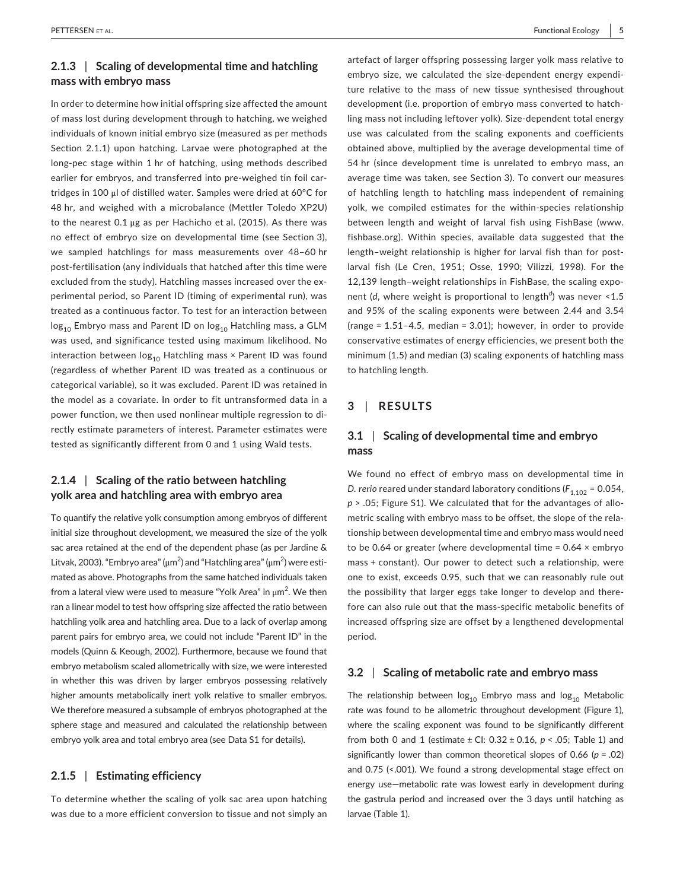### 2.1.3 | Scaling of developmental time and hatchling mass with embryo mass

In order to determine how initial offspring size affected the amount of mass lost during development through to hatching, we weighed individuals of known initial embryo size (measured as per methods Section 2.1.1) upon hatching. Larvae were photographed at the long-pec stage within 1 hr of hatching, using methods described earlier for embryos, and transferred into pre-weighed tin foil cartridges in 100 μl of distilled water. Samples were dried at 60°C for 48 hr, and weighed with a microbalance (Mettler Toledo XP2U) to the nearest 0.1 μg as per Hachicho et al. (2015). As there was no effect of embryo size on developmental time (see Section 3), we sampled hatchlings for mass measurements over 48–60 hr post-fertilisation (any individuals that hatched after this time were excluded from the study). Hatchling masses increased over the experimental period, so Parent ID (timing of experimental run), was treated as a continuous factor. To test for an interaction between $\log_{10}$ Embryo mass and Parent ID on $\log_{10}$ Hatchling mass, a GLM was used, and significance tested using maximum likelihood. No interaction between $\log_{10}$ Hatchling mass × Parent ID was found (regardless of whether Parent ID was treated as a continuous or categorical variable), so it was excluded. Parent ID was retained in the model as a covariate. In order to fit untransformed data in a power function, we then used nonlinear multiple regression to directly estimate parameters of interest. Parameter estimates were tested as significantly different from 0 and 1 using Wald tests.

### 2.1.4 | Scaling of the ratio between hatchling yolk area and hatchling area with embryo area

To quantify the relative yolk consumption among embryos of different initial size throughout development, we measured the size of the yolk sac area retained at the end of the dependent phase (as per Jardine & Litvak, 2003). "Embryo area" ($\mu m^2$) and "Hatchling area" ($\mu m^2$) were estimated as above. Photographs from the same hatched individuals taken from a lateral view were used to measure "Yolk Area" in $\mu m^2$. We then ran a linear model to test how offspring size affected the ratio between hatchling yolk area and hatchling area. Due to a lack of overlap among parent pairs for embryo area, we could not include "Parent ID" in the models (Quinn & Keough, 2002). Furthermore, because we found that embryo metabolism scaled allometrically with size, we were interested in whether this was driven by larger embryos possessing relatively higher amounts metabolically inert yolk relative to smaller embryos. We therefore measured a subsample of embryos photographed at the sphere stage and measured and calculated the relationship between embryo yolk area and total embryo area (see Data S1 for details).

### 2.1.5 | Estimating efficiency

To determine whether the scaling of yolk sac area upon hatching was due to a more efficient conversion to tissue and not simply an artefact of larger offspring possessing larger yolk mass relative to embryo size, we calculated the size-dependent energy expenditure relative to the mass of new tissue synthesised throughout development (i.e. proportion of embryo mass converted to hatchling mass not including leftover yolk). Size-dependent total energy use was calculated from the scaling exponents and coefficients obtained above, multiplied by the average developmental time of 54 hr (since development time is unrelated to embryo mass, an average time was taken, see Section 3). To convert our measures of hatchling length to hatchling mass independent of remaining yolk, we compiled estimates for the within-species relationship between length and weight of larval fish using FishBase (www.fishbase.org). Within species, available data suggested that the length–weight relationship is higher for larval fish than for post-larval fish (Le Cren, 1951; Osse, 1990; Vilizzi, 1998). For the 12,139 length–weight relationships in FishBase, the scaling exponent ($d$, where weight is proportional to length$^d$) was never <1.5 and 95% of the scaling exponents were between 2.44 and 3.54 (range = 1.51–4.5, median = 3.01); however, in order to provide conservative estimates of energy efficiencies, we present both the minimum (1.5) and median (3) scaling exponents of hatchling mass to hatchling length.

## 3 | RESULTS

### 3.1 | Scaling of developmental time and embryo mass

We found no effect of embryo mass on developmental time in *D. rerio* reared under standard laboratory conditions ($F_{1,102} = 0.054$, $p > .05$; Figure S1). We calculated that for the advantages of allometric scaling with embryo mass to be offset, the slope of the relationship between developmental time and embryo mass would need to be 0.64 or greater (where developmental time = 0.64 × embryo mass + constant). Our power to detect such a relationship, were one to exist, exceeds 0.95, such that we can reasonably rule out the possibility that larger eggs take longer to develop and therefore can also rule out that the mass-specific metabolic benefits of increased offspring size are offset by a lengthened developmental period.

### 3.2 | Scaling of metabolic rate and embryo mass

The relationship between $\log_{10}$ Embryo mass and $\log_{10}$ Metabolic rate was found to be allometric throughout development (Figure 1), where the scaling exponent was found to be significantly different from both 0 and 1 (estimate ± CI: 0.32 ± 0.16, $p < .05$; Table 1) and significantly lower than common theoretical slopes of 0.66 ($p = .02$) and 0.75 (<.001). We found a strong developmental stage effect on energy use—metabolic rate was lowest early in development during the gastrula period and increased over the 3 days until hatching as larvae (Table 1).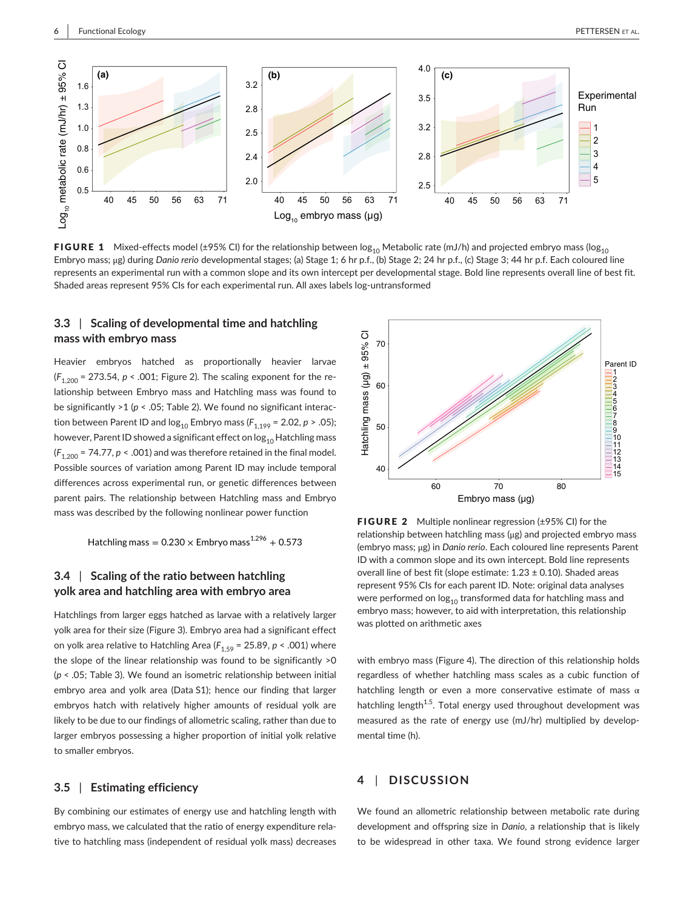**FIGURE 1** Mixed-effects model (±95% CI) for the relationship between $\log_{10}$ Metabolic rate (mJ/h) and projected embryo mass ($\log_{10}$ Embryo mass; μg) during *Danio rerio* developmental stages; (a) Stage 1; 6 hr p.f., (b) Stage 2; 24 hr p.f., (c) Stage 3; 44 hr p.f. Each coloured line represents an experimental run with a common slope and its own intercept per developmental stage. Bold line represents overall line of best fit. Shaded areas represent 95% CIs for each experimental run. All axes labels log-untransformed

### 3.3 | Scaling of developmental time and hatchling mass with embryo mass

Heavier embryos hatched as proportionally heavier larvae ($F_{1,200} = 273.54$, $p < .001$; Figure 2). The scaling exponent for the relationship between Embryo mass and Hatchling mass was found to be significantly >1 ($p < .05$; Table 2). We found no significant interaction between Parent ID and $\log_{10}$ Embryo mass ($F_{1,199} = 2.02$, $p > .05$); however, Parent ID showed a significant effect on $\log_{10}$ Hatchling mass ($F_{1,200} = 74.77$, $p < .001$) and was therefore retained in the final model. Possible sources of variation among Parent ID may include temporal differences across experimental run, or genetic differences between parent pairs. The relationship between Hatchling mass and Embryo mass was described by the following nonlinear power function

$$\text{Hatchling mass} = 0.230 \times \text{Embryo mass}^{1.296} + 0.573$$

### 3.4 | Scaling of the ratio between hatchling yolk area and hatchling area with embryo area

Hatchlings from larger eggs hatched as larvae with a relatively larger yolk area for their size (Figure 3). Embryo area had a significant effect on yolk area relative to Hatchling Area ($F_{1,59} = 25.89$, $p < .001$) where the slope of the linear relationship was found to be significantly >0 ($p < .05$; Table 3). We found an isometric relationship between initial embryo area and yolk area (Data S1); hence our finding that larger embryos hatch with relatively higher amounts of residual yolk are likely to be due to our findings of allometric scaling, rather than due to larger embryos possessing a higher proportion of initial yolk relative to smaller embryos.

### 3.5 | Estimating efficiency

By combining our estimates of energy use and hatchling length with embryo mass, we calculated that the ratio of energy expenditure relative to hatchling mass (independent of residual yolk mass) decreases with embryo mass (Figure 4). The direction of this relationship holds regardless of whether hatchling mass scales as a cubic function of hatchling length or even a more conservative estimate of mass α hatchling length$^{1.5}$. Total energy used throughout development was measured as the rate of energy use (mJ/hr) multiplied by developmental time (h).

**FIGURE 2** Multiple nonlinear regression (±95% CI) for the relationship between hatchling mass (μg) and projected embryo mass (embryo mass; μg) in *Danio rerio*. Each coloured line represents Parent ID with a common slope and its own intercept. Bold line represents overall line of best fit (slope estimate: 1.23 ± 0.10). Shaded areas represent 95% CIs for each parent ID. Note: original data analyses were performed on $\log_{10}$ transformed data for hatchling mass and embryo mass; however, to aid with interpretation, this relationship was plotted on arithmetic axes

## 4 | DISCUSSION

We found an allometric relationship between metabolic rate during development and offspring size in *Danio*, a relationship that is likely to be widespread in other taxa. We found strong evidence larger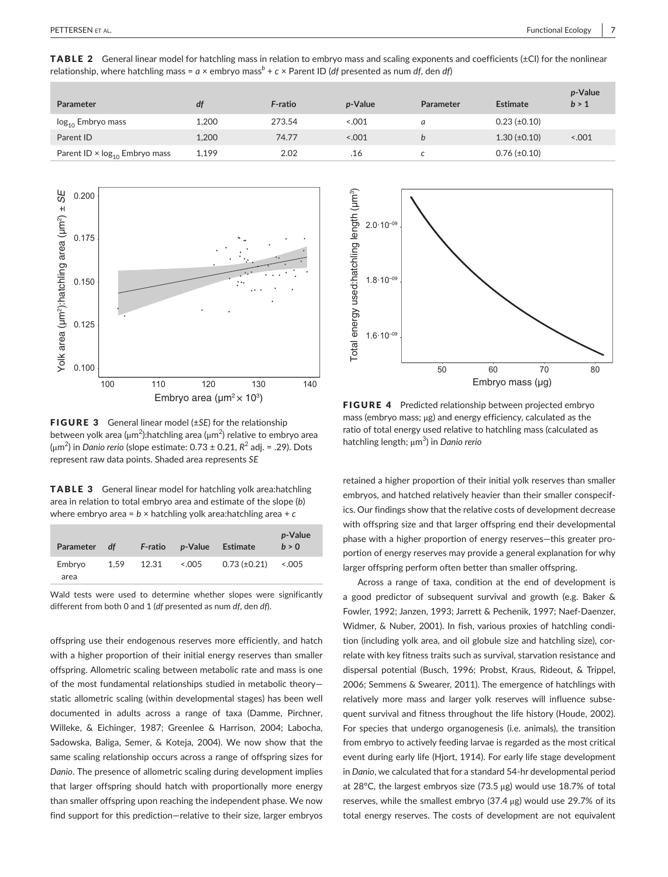**TABLE 2** General linear model for hatchling mass in relation to embryo mass and scaling exponents and coefficients (±CI) for the nonlinear relationship, where hatchling mass = $a \times$ embryo mass$^b$ + $c \times$ Parent ID (*df* presented as num *df*, den *df*)

| Parameter | *df* | *F*-ratio | *p*-Value | Parameter | Estimate | *p*-Value $b > 1$ |
|---|---|---|---|---|---|---|
| $\log_{10}$ Embryo mass | 1,200 | 273.54 | <.001 | *a* | 0.23 (±0.10) | |
| Parent ID | 1,200 | 74.77 | <.001 | *b* | 1.30 (±0.10) | <.001 |
| Parent ID × $\log_{10}$ Embryo mass | 1,199 | 2.02 | .16 | *c* | 0.76 (±0.10) | |

**FIGURE 3** General linear model (±*SE*) for the relationship between yolk area (μm$^2$):hatchling area (μm$^2$) relative to embryo area (μm$^2$) in *Danio rerio* (slope estimate: 0.73 ± 0.21, $R^2$ adj. = .29). Dots represent raw data points. Shaded area represents *SE*

**TABLE 3** General linear model for hatchling yolk area:hatchling area in relation to total embryo area and estimate of the slope (*b*) where embryo area = $b \times$ hatchling yolk area:hatchling area + $c$

| Parameter | *df* | *F*-ratio | *p*-Value | Estimate | *p*-Value $b > 0$ |
|---|---|---|---|---|---|
| Embryo area | 1,59 | 12.31 | <.005 | 0.73 (±0.21) | <.005 |

Wald tests were used to determine whether slopes were significantly different from both 0 and 1 (*df* presented as num *df*, den *df*).

**FIGURE 4** Predicted relationship between projected embryo mass (embryo mass; μg) and energy efficiency, calculated as the ratio of total energy used relative to hatchling mass (calculated as hatchling length; μm$^3$) in *Danio rerio*

offspring use their endogenous reserves more efficiently, and hatch with a higher proportion of their initial energy reserves than smaller offspring. Allometric scaling between metabolic rate and mass is one of the most fundamental relationships studied in metabolic theory—static allometric scaling (within developmental stages) has been well documented in adults across a range of taxa (Damme, Pirchner, Willeke, & Eichinger, 1987; Greenlee & Harrison, 2004; Labocha, Sadowska, Baliga, Semer, & Koteja, 2004). We now show that the same scaling relationship occurs across a range of offspring sizes for *Danio*. The presence of allometric scaling during development implies that larger offspring should hatch with proportionally more energy than smaller offspring upon reaching the independent phase. We now find support for this prediction—relative to their size, larger embryos retained a higher proportion of their initial yolk reserves than smaller embryos, and hatched relatively heavier than their smaller conspecifics. Our findings show that the relative costs of development decrease with offspring size and that larger offspring end their developmental phase with a higher proportion of energy reserves—this greater proportion of energy reserves may provide a general explanation for why larger offspring perform often better than smaller offspring.

Across a range of taxa, condition at the end of development is a good predictor of subsequent survival and growth (e.g. Baker & Fowler, 1992; Janzen, 1993; Jarrett & Pechenik, 1997; Naef-Daenzer, Widmer, & Nuber, 2001). In fish, various proxies of hatchling condition (including yolk area, and oil globule size and hatchling size), correlate with key fitness traits such as survival, starvation resistance and dispersal potential (Busch, 1996; Probst, Kraus, Rideout, & Trippel, 2006; Semmens & Swearer, 2011). The emergence of hatchlings with relatively more mass and larger yolk reserves will influence subsequent survival and fitness throughout the life history (Houde, 2002). For species that undergo organogenesis (i.e. animals), the transition from embryo to actively feeding larvae is regarded as the most critical event during early life (Hjort, 1914). For early life stage development in *Danio*, we calculated that for a standard 54-hr developmental period at 28°C, the largest embryos size (73.5 μg) would use 18.7% of total reserves, while the smallest embryo (37.4 μg) would use 29.7% of its total energy reserves. The costs of development are not equivalent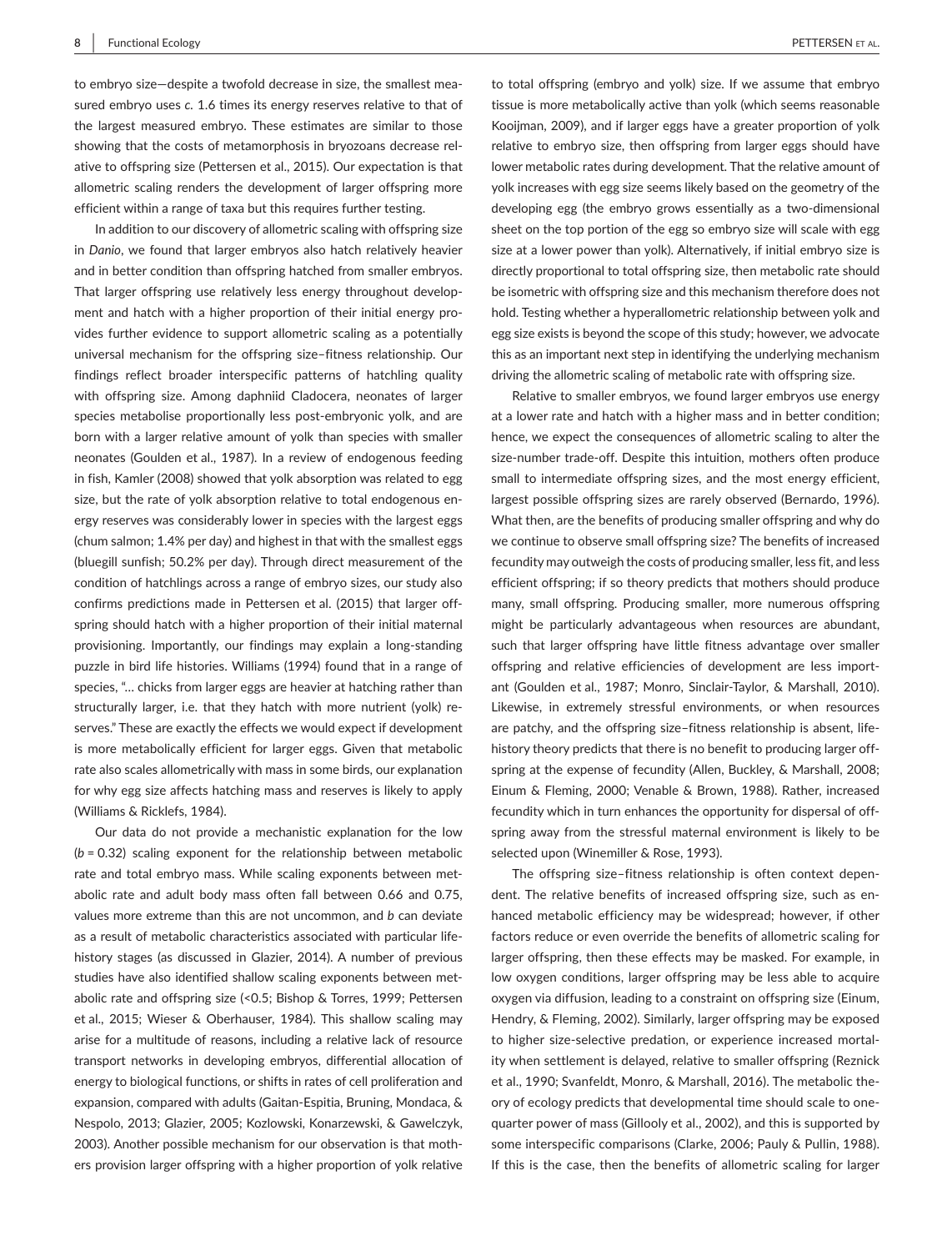to embryo size—despite a twofold decrease in size, the smallest measured embryo uses *c.* 1.6 times its energy reserves relative to that of the largest measured embryo. These estimates are similar to those showing that the costs of metamorphosis in bryozoans decrease relative to offspring size (Pettersen et al., 2015). Our expectation is that allometric scaling renders the development of larger offspring more efficient within a range of taxa but this requires further testing.

In addition to our discovery of allometric scaling with offspring size in *Danio*, we found that larger embryos also hatch relatively heavier and in better condition than offspring hatched from smaller embryos. That larger offspring use relatively less energy throughout development and hatch with a higher proportion of their initial energy provides further evidence to support allometric scaling as a potentially universal mechanism for the offspring size–fitness relationship. Our findings reflect broader interspecific patterns of hatchling quality with offspring size. Among daphniid Cladocera, neonates of larger species metabolise proportionally less post-embryonic yolk, and are born with a larger relative amount of yolk than species with smaller neonates (Goulden et al., 1987). In a review of endogenous feeding in fish, Kamler (2008) showed that yolk absorption was related to egg size, but the rate of yolk absorption relative to total endogenous energy reserves was considerably lower in species with the largest eggs (chum salmon; 1.4% per day) and highest in that with the smallest eggs (bluegill sunfish; 50.2% per day). Through direct measurement of the condition of hatchlings across a range of embryo sizes, our study also confirms predictions made in Pettersen et al. (2015) that larger offspring should hatch with a higher proportion of their initial maternal provisioning. Importantly, our findings may explain a long-standing puzzle in bird life histories. Williams (1994) found that in a range of species, "… chicks from larger eggs are heavier at hatching rather than structurally larger, i.e. that they hatch with more nutrient (yolk) reserves." These are exactly the effects we would expect if development is more metabolically efficient for larger eggs. Given that metabolic rate also scales allometrically with mass in some birds, our explanation for why egg size affects hatching mass and reserves is likely to apply (Williams & Ricklefs, 1984).

Our data do not provide a mechanistic explanation for the low ($b = 0.32$) scaling exponent for the relationship between metabolic rate and total embryo mass. While scaling exponents between metabolic rate and adult body mass often fall between 0.66 and 0.75, values more extreme than this are not uncommon, and $b$ can deviate as a result of metabolic characteristics associated with particular life-history stages (as discussed in Glazier, 2014). A number of previous studies have also identified shallow scaling exponents between metabolic rate and offspring size (<0.5; Bishop & Torres, 1999; Pettersen et al., 2015; Wieser & Oberhauser, 1984). This shallow scaling may arise for a multitude of reasons, including a relative lack of resource transport networks in developing embryos, differential allocation of energy to biological functions, or shifts in rates of cell proliferation and expansion, compared with adults (Gaitan-Espitia, Bruning, Mondaca, & Nespolo, 2013; Glazier, 2005; Kozlowski, Konarzewski, & Gawelczyk, 2003). Another possible mechanism for our observation is that mothers provision larger offspring with a higher proportion of yolk relative to total offspring (embryo and yolk) size. If we assume that embryo tissue is more metabolically active than yolk (which seems reasonable Kooijman, 2009), and if larger eggs have a greater proportion of yolk relative to embryo size, then offspring from larger eggs should have lower metabolic rates during development. That the relative amount of yolk increases with egg size seems likely based on the geometry of the developing egg (the embryo grows essentially as a two-dimensional sheet on the top portion of the egg so embryo size will scale with egg size at a lower power than yolk). Alternatively, if initial embryo size is directly proportional to total offspring size, then metabolic rate should be isometric with offspring size and this mechanism therefore does not hold. Testing whether a hyperallometric relationship between yolk and egg size exists is beyond the scope of this study; however, we advocate this as an important next step in identifying the underlying mechanism driving the allometric scaling of metabolic rate with offspring size.

Relative to smaller embryos, we found larger embryos use energy at a lower rate and hatch with a higher mass and in better condition; hence, we expect the consequences of allometric scaling to alter the size-number trade-off. Despite this intuition, mothers often produce small to intermediate offspring sizes, and the most energy efficient, largest possible offspring sizes are rarely observed (Bernardo, 1996). What then, are the benefits of producing smaller offspring and why do we continue to observe small offspring size? The benefits of increased fecundity may outweigh the costs of producing smaller, less fit, and less efficient offspring; if so theory predicts that mothers should produce many, small offspring. Producing smaller, more numerous offspring might be particularly advantageous when resources are abundant, such that larger offspring have little fitness advantage over smaller offspring and relative efficiencies of development are less important (Goulden et al., 1987; Monro, Sinclair-Taylor, & Marshall, 2010). Likewise, in extremely stressful environments, or when resources are patchy, and the offspring size–fitness relationship is absent, life-history theory predicts that there is no benefit to producing larger offspring at the expense of fecundity (Allen, Buckley, & Marshall, 2008; Einum & Fleming, 2000; Venable & Brown, 1988). Rather, increased fecundity which in turn enhances the opportunity for dispersal of offspring away from the stressful maternal environment is likely to be selected upon (Winemiller & Rose, 1993).

The offspring size–fitness relationship is often context dependent. The relative benefits of increased offspring size, such as enhanced metabolic efficiency may be widespread; however, if other factors reduce or even override the benefits of allometric scaling for larger offspring, then these effects may be masked. For example, in low oxygen conditions, larger offspring may be less able to acquire oxygen via diffusion, leading to a constraint on offspring size (Einum, Hendry, & Fleming, 2002). Similarly, larger offspring may be exposed to higher size-selective predation, or experience increased mortality when settlement is delayed, relative to smaller offspring (Reznick et al., 1990; Svanfeldt, Monro, & Marshall, 2016). The metabolic theory of ecology predicts that developmental time should scale to one-quarter power of mass (Gillooly et al., 2002), and this is supported by some interspecific comparisons (Clarke, 2006; Pauly & Pullin, 1988). If this is the case, then the benefits of allometric scaling for larger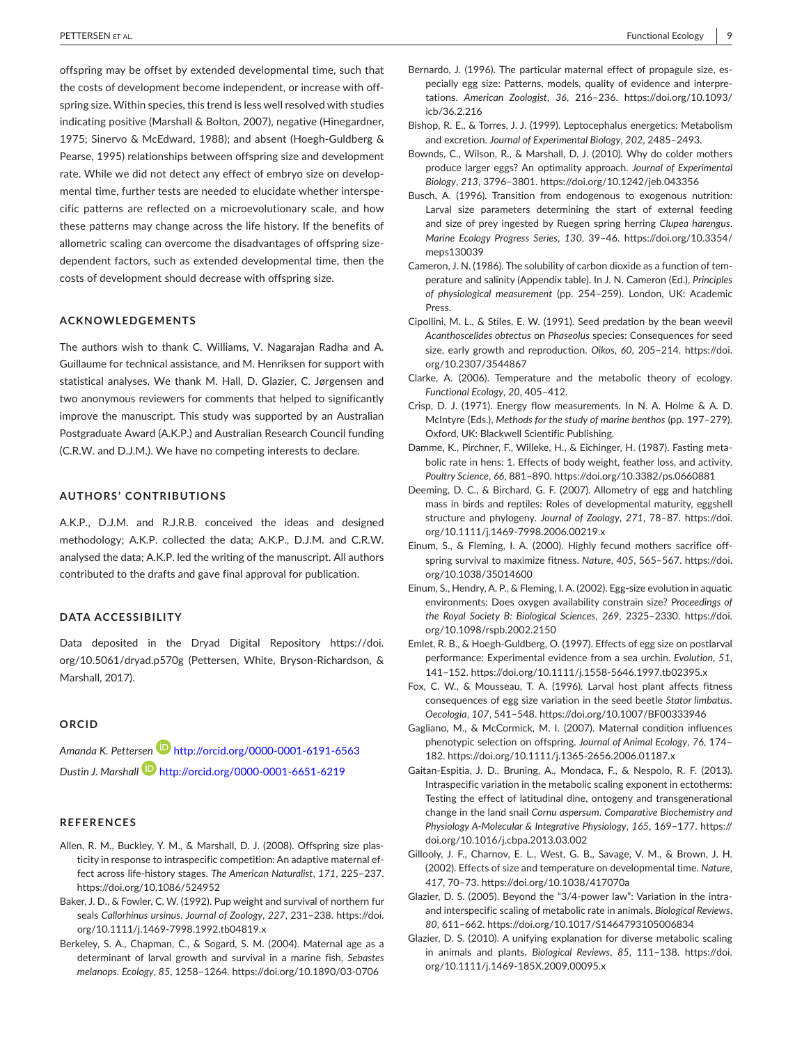offspring may be offset by extended developmental time, such that the costs of development become independent, or increase with offspring size. Within species, this trend is less well resolved with studies indicating positive (Marshall & Bolton, 2007), negative (Hinegardner, 1975; Sinervo & McEdward, 1988); and absent (Hoegh-Guldberg & Pearse, 1995) relationships between offspring size and development rate. While we did not detect any effect of embryo size on developmental time, further tests are needed to elucidate whether interspecific patterns are reflected on a microevolutionary scale, and how these patterns may change across the life history. If the benefits of allometric scaling can overcome the disadvantages of offspring size-dependent factors, such as extended developmental time, then the costs of development should decrease with offspring size.

## ACKNOWLEDGEMENTS

The authors wish to thank C. Williams, V. Nagarajan Radha and A. Guillaume for technical assistance, and M. Henriksen for support with statistical analyses. We thank M. Hall, D. Glazier, C. Jørgensen and two anonymous reviewers for comments that helped to significantly improve the manuscript. This study was supported by an Australian Postgraduate Award (A.K.P.) and Australian Research Council funding (C.R.W. and D.J.M.). We have no competing interests to declare.

## AUTHORS' CONTRIBUTIONS

A.K.P., D.J.M. and R.J.R.B. conceived the ideas and designed methodology; A.K.P. collected the data; A.K.P., D.J.M. and C.R.W. analysed the data; A.K.P. led the writing of the manuscript. All authors contributed to the drafts and gave final approval for publication.

## DATA ACCESSIBILITY

Data deposited in the Dryad Digital Repository https://doi.org/10.5061/dryad.p570g (Pettersen, White, Bryson-Richardson, & Marshall, 2017).

## ORCID

*Amanda K. Pettersen* http://orcid.org/0000-0001-6191-6563

*Dustin J. Marshall* http://orcid.org/0000-0001-6651-6219

## REFERENCES

Allen, R. M., Buckley, Y. M., & Marshall, D. J. (2008). Offspring size plasticity in response to intraspecific competition: An adaptive maternal effect across life-history stages. *The American Naturalist*, *171*, 225–237. https://doi.org/10.1086/524952

Baker, J. D., & Fowler, C. W. (1992). Pup weight and survival of northern fur seals *Callorhinus ursinus*. *Journal of Zoology*, *227*, 231–238. https://doi.org/10.1111/j.1469-7998.1992.tb04819.x

Berkeley, S. A., Chapman, C., & Sogard, S. M. (2004). Maternal age as a determinant of larval growth and survival in a marine fish, *Sebastes melanops*. *Ecology*, *85*, 1258–1264. https://doi.org/10.1890/03-0706

Bernardo, J. (1996). The particular maternal effect of propagule size, especially egg size: Patterns, models, quality of evidence and interpretations. *American Zoologist*, *36*, 216–236. https://doi.org/10.1093/icb/36.2.216

Bishop, R. E., & Torres, J. J. (1999). Leptocephalus energetics: Metabolism and excretion. *Journal of Experimental Biology*, *202*, 2485–2493.

Bownds, C., Wilson, R., & Marshall, D. J. (2010). Why do colder mothers produce larger eggs? An optimality approach. *Journal of Experimental Biology*, *213*, 3796–3801. https://doi.org/10.1242/jeb.043356

Busch, A. (1996). Transition from endogenous to exogenous nutrition: Larval size parameters determining the start of external feeding and size of prey ingested by Ruegen spring herring *Clupea harengus*. *Marine Ecology Progress Series*, *130*, 39–46. https://doi.org/10.3354/meps130039

Cameron, J. N. (1986). The solubility of carbon dioxide as a function of temperature and salinity (Appendix table). In J. N. Cameron (Ed.), *Principles of physiological measurement* (pp. 254–259). London, UK: Academic Press.

Cipollini, M. L., & Stiles, E. W. (1991). Seed predation by the bean weevil *Acanthoscelides obtectus* on *Phaseolus* species: Consequences for seed size, early growth and reproduction. *Oikos*, *60*, 205–214. https://doi.org/10.2307/3544867

Clarke, A. (2006). Temperature and the metabolic theory of ecology. *Functional Ecology*, *20*, 405–412.

Crisp, D. J. (1971). Energy flow measurements. In N. A. Holme & A. D. McIntyre (Eds.), *Methods for the study of marine benthos* (pp. 197–279). Oxford, UK: Blackwell Scientific Publishing.

Damme, K., Pirchner, F., Willeke, H., & Eichinger, H. (1987). Fasting metabolic rate in hens: 1. Effects of body weight, feather loss, and activity. *Poultry Science*, *66*, 881–890. https://doi.org/10.3382/ps.0660881

Deeming, D. C., & Birchard, G. F. (2007). Allometry of egg and hatchling mass in birds and reptiles: Roles of developmental maturity, eggshell structure and phylogeny. *Journal of Zoology*, *271*, 78–87. https://doi.org/10.1111/j.1469-7998.2006.00219.x

Einum, S., & Fleming, I. A. (2000). Highly fecund mothers sacrifice offspring survival to maximize fitness. *Nature*, *405*, 565–567. https://doi.org/10.1038/35014600

Einum, S., Hendry, A. P., & Fleming, I. A. (2002). Egg-size evolution in aquatic environments: Does oxygen availability constrain size? *Proceedings of the Royal Society B: Biological Sciences*, *269*, 2325–2330. https://doi.org/10.1098/rspb.2002.2150

Emlet, R. B., & Hoegh-Guldberg, O. (1997). Effects of egg size on postlarval performance: Experimental evidence from a sea urchin. *Evolution*, *51*, 141–152. https://doi.org/10.1111/j.1558-5646.1997.tb02395.x

Fox, C. W., & Mousseau, T. A. (1996). Larval host plant affects fitness consequences of egg size variation in the seed beetle *Stator limbatus*. *Oecologia*, *107*, 541–548. https://doi.org/10.1007/BF00333946

Gagliano, M., & McCormick, M. I. (2007). Maternal condition influences phenotypic selection on offspring. *Journal of Animal Ecology*, *76*, 174–182. https://doi.org/10.1111/j.1365-2656.2006.01187.x

Gaitan-Espitia, J. D., Bruning, A., Mondaca, F., & Nespolo, R. F. (2013). Intraspecific variation in the metabolic scaling exponent in ectotherms: Testing the effect of latitudinal dine, ontogeny and transgenerational change in the land snail *Cornu aspersum*. *Comparative Biochemistry and Physiology A-Molecular & Integrative Physiology*, *165*, 169–177. https://doi.org/10.1016/j.cbpa.2013.03.002

Gillooly, J. F., Charnov, E. L., West, G. B., Savage, V. M., & Brown, J. H. (2002). Effects of size and temperature on developmental time. *Nature*, *417*, 70–73. https://doi.org/10.1038/417070a

Glazier, D. S. (2005). Beyond the "3/4-power law": Variation in the intra- and interspecific scaling of metabolic rate in animals. *Biological Reviews*, *80*, 611–662. https://doi.org/10.1017/S1464793105006834

Glazier, D. S. (2010). A unifying explanation for diverse metabolic scaling in animals and plants. *Biological Reviews*, *85*, 111–138. https://doi.org/10.1111/j.1469-185X.2009.00095.x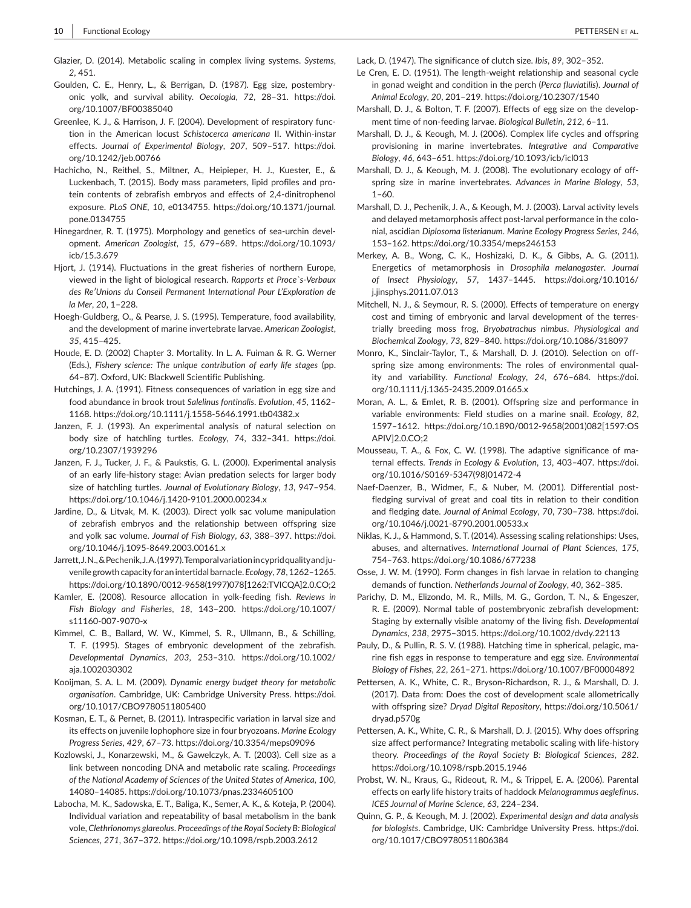Glazier, D. (2014). Metabolic scaling in complex living systems. *Systems*, *2*, 451.

Goulden, C. E., Henry, L., & Berrigan, D. (1987). Egg size, postembryonic yolk, and survival ability. *Oecologia*, *72*, 28–31. https://doi.org/10.1007/BF00385040

Greenlee, K. J., & Harrison, J. F. (2004). Development of respiratory function in the American locust *Schistocerca americana* II. Within-instar effects. *Journal of Experimental Biology*, *207*, 509–517. https://doi.org/10.1242/jeb.00766

Hachicho, N., Reithel, S., Miltner, A., Heipieper, H. J., Kuester, E., & Luckenbach, T. (2015). Body mass parameters, lipid profiles and protein contents of zebrafish embryos and effects of 2,4-dinitrophenol exposure. *PLoS ONE*, *10*, e0134755. https://doi.org/10.1371/journal.pone.0134755

Hinegardner, R. T. (1975). Morphology and genetics of sea-urchin development. *American Zoologist*, *15*, 679–689. https://doi.org/10.1093/icb/15.3.679

Hjort, J. (1914). Fluctuations in the great fisheries of northern Europe, viewed in the light of biological research. *Rapports et Proce`s-Verbaux des Re'Unions du Conseil Permanent International Pour L'Exploration de la Mer*, *20*, 1–228.

Hoegh-Guldberg, O., & Pearse, J. S. (1995). Temperature, food availability, and the development of marine invertebrate larvae. *American Zoologist*, *35*, 415–425.

Houde, E. D. (2002) Chapter 3. Mortality. In L. A. Fuiman & R. G. Werner (Eds.), *Fishery science: The unique contribution of early life stages* (pp. 64–87). Oxford, UK: Blackwell Scientific Publishing.

Hutchings, J. A. (1991). Fitness consequences of variation in egg size and food abundance in brook trout *Salelinus fontinalis*. *Evolution*, *45*, 1162–1168. https://doi.org/10.1111/j.1558-5646.1991.tb04382.x

Janzen, F. J. (1993). An experimental analysis of natural selection on body size of hatchling turtles. *Ecology*, *74*, 332–341. https://doi.org/10.2307/1939296

Janzen, F. J., Tucker, J. F., & Paukstis, G. L. (2000). Experimental analysis of an early life-history stage: Avian predation selects for larger body size of hatchling turtles. *Journal of Evolutionary Biology*, *13*, 947–954. https://doi.org/10.1046/j.1420-9101.2000.00234.x

Jardine, D., & Litvak, M. K. (2003). Direct yolk sac volume manipulation of zebrafish embryos and the relationship between offspring size and yolk sac volume. *Journal of Fish Biology*, *63*, 388–397. https://doi.org/10.1046/j.1095-8649.2003.00161.x

Jarrett, J. N., & Pechenik, J. A. (1997). Temporal variation in cyprid quality and juvenile growth capacity for an intertidal barnacle. *Ecology*, *78*, 1262–1265. https://doi.org/10.1890/0012-9658(1997)078[1262:TVICQA]2.0.CO;2

Kamler, E. (2008). Resource allocation in yolk-feeding fish. *Reviews in Fish Biology and Fisheries*, *18*, 143–200. https://doi.org/10.1007/s11160-007-9070-x

Kimmel, C. B., Ballard, W. W., Kimmel, S. R., Ullmann, B., & Schilling, T. F. (1995). Stages of embryonic development of the zebrafish. *Developmental Dynamics*, *203*, 253–310. https://doi.org/10.1002/aja.1002030302

Kooijman, S. A. L. M. (2009). *Dynamic energy budget theory for metabolic organisation*. Cambridge, UK: Cambridge University Press. https://doi.org/10.1017/CBO9780511805400

Kosman, E. T., & Pernet, B. (2011). Intraspecific variation in larval size and its effects on juvenile lophophore size in four bryozoans. *Marine Ecology Progress Series*, *429*, 67–73. https://doi.org/10.3354/meps09096

Kozlowski, J., Konarzewski, M., & Gawelczyk, A. T. (2003). Cell size as a link between noncoding DNA and metabolic rate scaling. *Proceedings of the National Academy of Sciences of the United States of America*, *100*, 14080–14085. https://doi.org/10.1073/pnas.2334605100

Labocha, M. K., Sadowska, E. T., Baliga, K., Semer, A. K., & Koteja, P. (2004). Individual variation and repeatability of basal metabolism in the bank vole, *Clethrionomys glareolus*. *Proceedings of the Royal Society B: Biological Sciences*, *271*, 367–372. https://doi.org/10.1098/rspb.2003.2612

Lack, D. (1947). The significance of clutch size. *Ibis*, *89*, 302–352.

Le Cren, E. D. (1951). The length-weight relationship and seasonal cycle in gonad weight and condition in the perch (*Perca fluviatilis*). *Journal of Animal Ecology*, *20*, 201–219. https://doi.org/10.2307/1540

Marshall, D. J., & Bolton, T. F. (2007). Effects of egg size on the development time of non-feeding larvae. *Biological Bulletin*, *212*, 6–11.

Marshall, D. J., & Keough, M. J. (2006). Complex life cycles and offspring provisioning in marine invertebrates. *Integrative and Comparative Biology*, *46*, 643–651. https://doi.org/10.1093/icb/icl013

Marshall, D. J., & Keough, M. J. (2008). The evolutionary ecology of offspring size in marine invertebrates. *Advances in Marine Biology*, *53*, 1–60.

Marshall, D. J., Pechenik, J. A., & Keough, M. J. (2003). Larval activity levels and delayed metamorphosis affect post-larval performance in the colonial, ascidian *Diplosoma listerianum*. *Marine Ecology Progress Series*, *246*, 153–162. https://doi.org/10.3354/meps246153

Merkey, A. B., Wong, C. K., Hoshizaki, D. K., & Gibbs, A. G. (2011). Energetics of metamorphosis in *Drosophila melanogaster*. *Journal of Insect Physiology*, *57*, 1437–1445. https://doi.org/10.1016/j.jinsphys.2011.07.013

Mitchell, N. J., & Seymour, R. S. (2000). Effects of temperature on energy cost and timing of embryonic and larval development of the terrestrially breeding moss frog, *Bryobatrachus nimbus*. *Physiological and Biochemical Zoology*, *73*, 829–840. https://doi.org/10.1086/318097

Monro, K., Sinclair-Taylor, T., & Marshall, D. J. (2010). Selection on offspring size among environments: The roles of environmental quality and variability. *Functional Ecology*, *24*, 676–684. https://doi.org/10.1111/j.1365-2435.2009.01665.x

Moran, A. L., & Emlet, R. B. (2001). Offspring size and performance in variable environments: Field studies on a marine snail. *Ecology*, *82*, 1597–1612. https://doi.org/10.1890/0012-9658(2001)082[1597:OSAPIV]2.0.CO;2

Mousseau, T. A., & Fox, C. W. (1998). The adaptive significance of maternal effects. *Trends in Ecology & Evolution*, *13*, 403–407. https://doi.org/10.1016/S0169-5347(98)01472-4

Naef-Daenzer, B., Widmer, F., & Nuber, M. (2001). Differential post-fledging survival of great and coal tits in relation to their condition and fledging date. *Journal of Animal Ecology*, *70*, 730–738. https://doi.org/10.1046/j.0021-8790.2001.00533.x

Niklas, K. J., & Hammond, S. T. (2014). Assessing scaling relationships: Uses, abuses, and alternatives. *International Journal of Plant Sciences*, *175*, 754–763. https://doi.org/10.1086/677238

Osse, J. W. M. (1990). Form changes in fish larvae in relation to changing demands of function. *Netherlands Journal of Zoology*, *40*, 362–385.

Parichy, D. M., Elizondo, M. R., Mills, M. G., Gordon, T. N., & Engeszer, R. E. (2009). Normal table of postembryonic zebrafish development: Staging by externally visible anatomy of the living fish. *Developmental Dynamics*, *238*, 2975–3015. https://doi.org/10.1002/dvdy.22113

Pauly, D., & Pullin, R. S. V. (1988). Hatching time in spherical, pelagic, marine fish eggs in response to temperature and egg size. *Environmental Biology of Fishes*, *22*, 261–271. https://doi.org/10.1007/BF00004892

Pettersen, A. K., White, C. R., Bryson-Richardson, R. J., & Marshall, D. J. (2017). Data from: Does the cost of development scale allometrically with offspring size? *Dryad Digital Repository*, https://doi.org/10.5061/dryad.p570g

Pettersen, A. K., White, C. R., & Marshall, D. J. (2015). Why does offspring size affect performance? Integrating metabolic scaling with life-history theory. *Proceedings of the Royal Society B: Biological Sciences*, *282*. https://doi.org/10.1098/rspb.2015.1946

Probst, W. N., Kraus, G., Rideout, R. M., & Trippel, E. A. (2006). Parental effects on early life history traits of haddock *Melanogrammus aeglefinus*. *ICES Journal of Marine Science*, *63*, 224–234.

Quinn, G. P., & Keough, M. J. (2002). *Experimental design and data analysis for biologists*. Cambridge, UK: Cambridge University Press. https://doi.org/10.1017/CBO9780511806384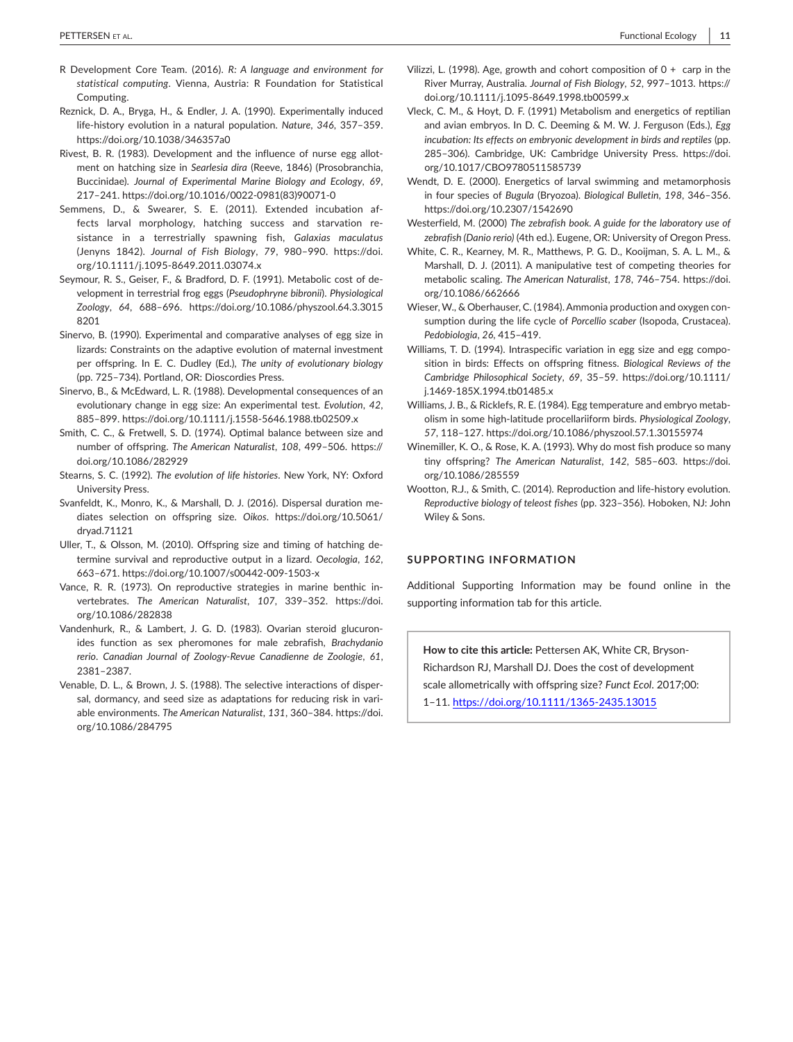R Development Core Team. (2016). *R: A language and environment for statistical computing*. Vienna, Austria: R Foundation for Statistical Computing.

Reznick, D. A., Bryga, H., & Endler, J. A. (1990). Experimentally induced life-history evolution in a natural population. *Nature*, *346*, 357–359. https://doi.org/10.1038/346357a0

Rivest, B. R. (1983). Development and the influence of nurse egg allotment on hatching size in *Searlesia dira* (Reeve, 1846) (Prosobranchia, Buccinidae). *Journal of Experimental Marine Biology and Ecology*, *69*, 217–241. https://doi.org/10.1016/0022-0981(83)90071-0

Semmens, D., & Swearer, S. E. (2011). Extended incubation affects larval morphology, hatching success and starvation resistance in a terrestrially spawning fish, *Galaxias maculatus* (Jenyns 1842). *Journal of Fish Biology*, *79*, 980–990. https://doi.org/10.1111/j.1095-8649.2011.03074.x

Seymour, R. S., Geiser, F., & Bradford, D. F. (1991). Metabolic cost of development in terrestrial frog eggs (*Pseudophryne bibronii*). *Physiological Zoology*, *64*, 688–696. https://doi.org/10.1086/physzool.64.3.30158201

Sinervo, B. (1990). Experimental and comparative analyses of egg size in lizards: Constraints on the adaptive evolution of maternal investment per offspring. In E. C. Dudley (Ed.), *The unity of evolutionary biology* (pp. 725–734). Portland, OR: Dioscordies Press.

Sinervo, B., & McEdward, L. R. (1988). Developmental consequences of an evolutionary change in egg size: An experimental test. *Evolution*, *42*, 885–899. https://doi.org/10.1111/j.1558-5646.1988.tb02509.x

Smith, C. C., & Fretwell, S. D. (1974). Optimal balance between size and number of offspring. *The American Naturalist*, *108*, 499–506. https://doi.org/10.1086/282929

Stearns, S. C. (1992). *The evolution of life histories*. New York, NY: Oxford University Press.

Svanfeldt, K., Monro, K., & Marshall, D. J. (2016). Dispersal duration mediates selection on offspring size. *Oikos*. https://doi.org/10.5061/dryad.71121

Uller, T., & Olsson, M. (2010). Offspring size and timing of hatching determine survival and reproductive output in a lizard. *Oecologia*, *162*, 663–671. https://doi.org/10.1007/s00442-009-1503-x

Vance, R. R. (1973). On reproductive strategies in marine benthic invertebrates. *The American Naturalist*, *107*, 339–352. https://doi.org/10.1086/282838

Vandenhurk, R., & Lambert, J. G. D. (1983). Ovarian steroid glucuronides function as sex pheromones for male zebrafish, *Brachydanio rerio*. *Canadian Journal of Zoology-Revue Canadienne de Zoologie*, *61*, 2381–2387.

Venable, D. L., & Brown, J. S. (1988). The selective interactions of dispersal, dormancy, and seed size as adaptations for reducing risk in variable environments. *The American Naturalist*, *131*, 360–384. https://doi.org/10.1086/284795

Vilizzi, L. (1998). Age, growth and cohort composition of 0 + carp in the River Murray, Australia. *Journal of Fish Biology*, *52*, 997–1013. https://doi.org/10.1111/j.1095-8649.1998.tb00599.x

Vleck, C. M., & Hoyt, D. F. (1991) Metabolism and energetics of reptilian and avian embryos. In D. C. Deeming & M. W. J. Ferguson (Eds.), *Egg incubation: Its effects on embryonic development in birds and reptiles* (pp. 285–306). Cambridge, UK: Cambridge University Press. https://doi.org/10.1017/CBO9780511585739

Wendt, D. E. (2000). Energetics of larval swimming and metamorphosis in four species of *Bugula* (Bryozoa). *Biological Bulletin*, *198*, 346–356. https://doi.org/10.2307/1542690

Westerfield, M. (2000) *The zebrafish book. A guide for the laboratory use of zebrafish (Danio rerio)* (4th ed.). Eugene, OR: University of Oregon Press.

White, C. R., Kearney, M. R., Matthews, P. G. D., Kooijman, S. A. L. M., & Marshall, D. J. (2011). A manipulative test of competing theories for metabolic scaling. *The American Naturalist*, *178*, 746–754. https://doi.org/10.1086/662666

Wieser, W., & Oberhauser, C. (1984). Ammonia production and oxygen consumption during the life cycle of *Porcellio scaber* (Isopoda, Crustacea). *Pedobiologia*, *26*, 415–419.

Williams, T. D. (1994). Intraspecific variation in egg size and egg composition in birds: Effects on offspring fitness. *Biological Reviews of the Cambridge Philosophical Society*, *69*, 35–59. https://doi.org/10.1111/j.1469-185X.1994.tb01485.x

Williams, J. B., & Ricklefs, R. E. (1984). Egg temperature and embryo metabolism in some high-latitude procellariiform birds. *Physiological Zoology*, *57*, 118–127. https://doi.org/10.1086/physzool.57.1.30155974

Winemiller, K. O., & Rose, K. A. (1993). Why do most fish produce so many tiny offspring? *The American Naturalist*, *142*, 585–603. https://doi.org/10.1086/285559

Wootton, R.J., & Smith, C. (2014). Reproduction and life-history evolution. *Reproductive biology of teleost fishes* (pp. 323–356). Hoboken, NJ: John Wiley & Sons.

## SUPPORTING INFORMATION

Additional Supporting Information may be found online in the supporting information tab for this article.

**How to cite this article:** Pettersen AK, White CR, Bryson-Richardson RJ, Marshall DJ. Does the cost of development scale allometrically with offspring size? *Funct Ecol*. 2017;00:1–11. https://doi.org/10.1111/1365-2435.13015